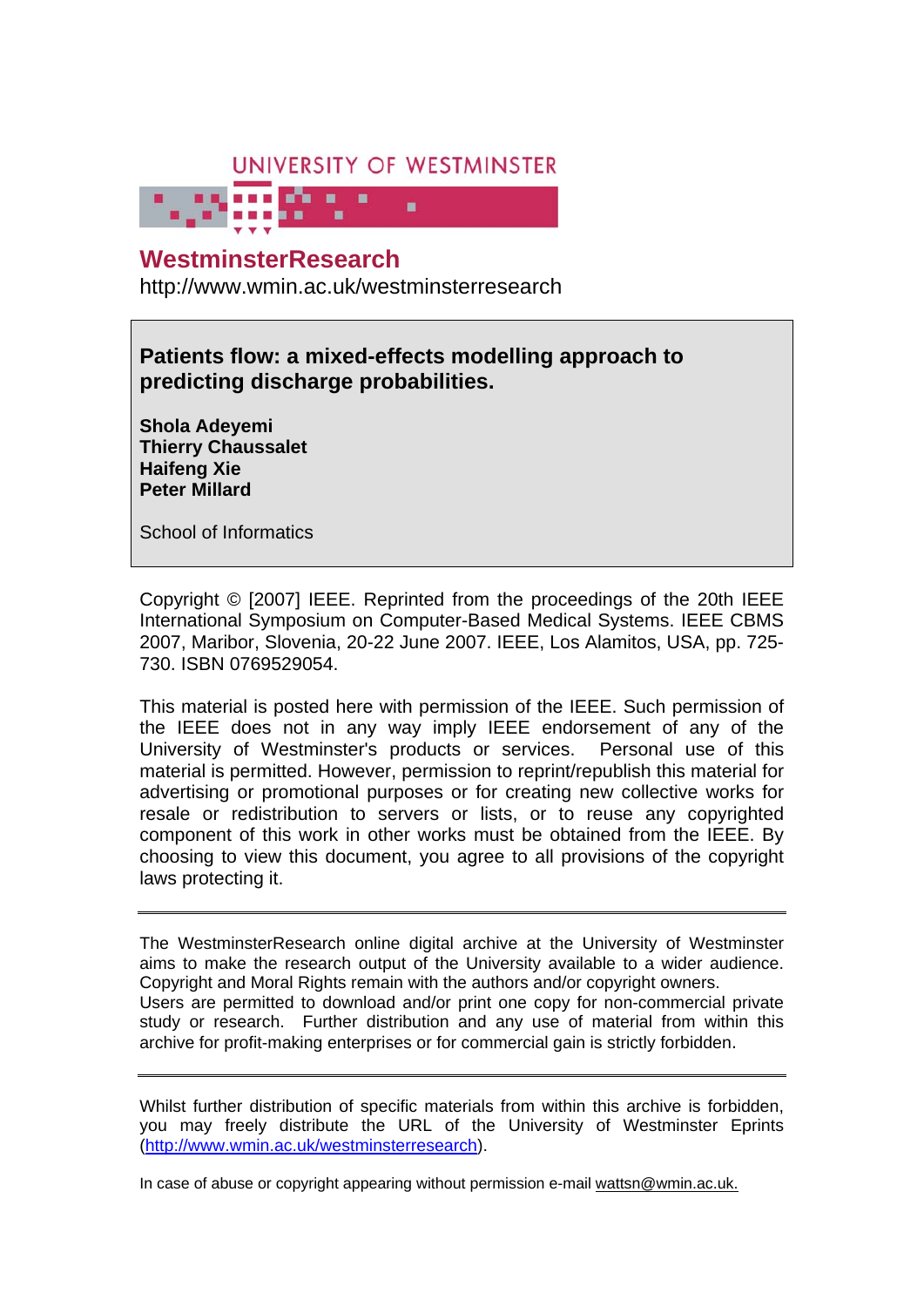UNIVERSITY OF WESTMINSTER

# WestminsterResearch

http://www.wmin.ac.uk/westminsterresearch

**Patients flow: a mixed-effects modelling approach to predicting discharge probabilities.**

**Shola Adeyemi**
**Thierry Chaussalet**
**Haifeng Xie**
**Peter Millard**

School of Informatics

Copyright © [2007] IEEE. Reprinted from the proceedings of the 20th IEEE International Symposium on Computer-Based Medical Systems. IEEE CBMS 2007, Maribor, Slovenia, 20-22 June 2007. IEEE, Los Alamitos, USA, pp. 725-730. ISBN 0769529054.

This material is posted here with permission of the IEEE. Such permission of the IEEE does not in any way imply IEEE endorsement of any of the University of Westminster's products or services. Personal use of this material is permitted. However, permission to reprint/republish this material for advertising or promotional purposes or for creating new collective works for resale or redistribution to servers or lists, or to reuse any copyrighted component of this work in other works must be obtained from the IEEE. By choosing to view this document, you agree to all provisions of the copyright laws protecting it.

---

The WestminsterResearch online digital archive at the University of Westminster aims to make the research output of the University available to a wider audience. Copyright and Moral Rights remain with the authors and/or copyright owners.
Users are permitted to download and/or print one copy for non-commercial private study or research. Further distribution and any use of material from within this archive for profit-making enterprises or for commercial gain is strictly forbidden.

---

Whilst further distribution of specific materials from within this archive is forbidden, you may freely distribute the URL of the University of Westminster Eprints (http://www.wmin.ac.uk/westminsterresearch).

In case of abuse or copyright appearing without permission e-mail wattsn@wmin.ac.uk.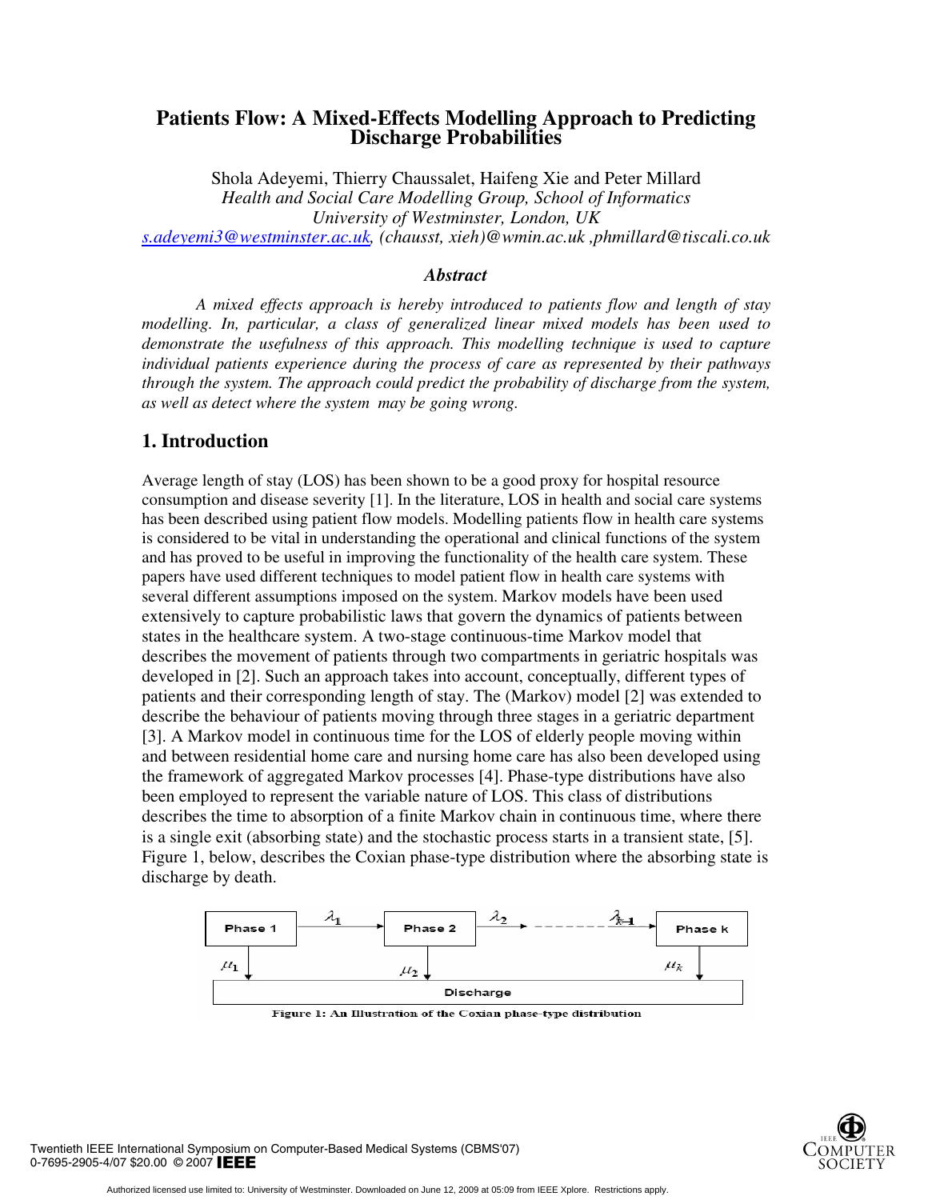# Patients Flow: A Mixed-Effects Modelling Approach to Predicting Discharge Probabilities

Shola Adeyemi, Thierry Chaussalet, Haifeng Xie and Peter Millard
*Health and Social Care Modelling Group, School of Informatics*
*University of Westminster, London, UK*
*s.adeyemi3@westminster.ac.uk, (chausst, xieh)@wmin.ac.uk ,phmillard@tiscali.co.uk*

### *Abstract*

*A mixed effects approach is hereby introduced to patients flow and length of stay modelling. In, particular, a class of generalized linear mixed models has been used to demonstrate the usefulness of this approach. This modelling technique is used to capture individual patients experience during the process of care as represented by their pathways through the system. The approach could predict the probability of discharge from the system, as well as detect where the system may be going wrong.*

## 1. Introduction

Average length of stay (LOS) has been shown to be a good proxy for hospital resource consumption and disease severity [1]. In the literature, LOS in health and social care systems has been described using patient flow models. Modelling patients flow in health care systems is considered to be vital in understanding the operational and clinical functions of the system and has proved to be useful in improving the functionality of the health care system. These papers have used different techniques to model patient flow in health care systems with several different assumptions imposed on the system. Markov models have been used extensively to capture probabilistic laws that govern the dynamics of patients between states in the healthcare system. A two-stage continuous-time Markov model that describes the movement of patients through two compartments in geriatric hospitals was developed in [2]. Such an approach takes into account, conceptually, different types of patients and their corresponding length of stay. The (Markov) model [2] was extended to describe the behaviour of patients moving through three stages in a geriatric department [3]. A Markov model in continuous time for the LOS of elderly people moving within and between residential home care and nursing home care has also been developed using the framework of aggregated Markov processes [4]. Phase-type distributions have also been employed to represent the variable nature of LOS. This class of distributions describes the time to absorption of a finite Markov chain in continuous time, where there is a single exit (absorbing state) and the stochastic process starts in a transient state, [5]. Figure 1, below, describes the Coxian phase-type distribution where the absorbing state is discharge by death.

Phase 1 — $\lambda_1$ → Phase 2 — $\lambda_2$ → ... $\lambda_{k-1}$ → Phase k

$\mu_1$ $\mu_2$ $\mu_k$

Discharge

Figure 1: An Illustration of the Coxian phase-type distribution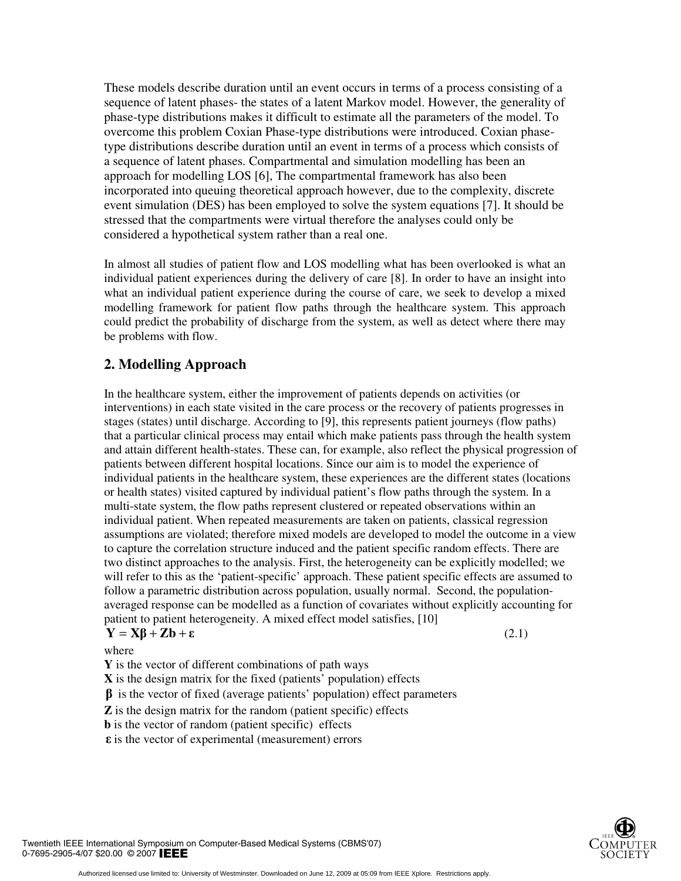These models describe duration until an event occurs in terms of a process consisting of a sequence of latent phases- the states of a latent Markov model. However, the generality of phase-type distributions makes it difficult to estimate all the parameters of the model. To overcome this problem Coxian Phase-type distributions were introduced. Coxian phase-type distributions describe duration until an event in terms of a process which consists of a sequence of latent phases. Compartmental and simulation modelling has been an approach for modelling LOS [6], The compartmental framework has also been incorporated into queuing theoretical approach however, due to the complexity, discrete event simulation (DES) has been employed to solve the system equations [7]. It should be stressed that the compartments were virtual therefore the analyses could only be considered a hypothetical system rather than a real one.

In almost all studies of patient flow and LOS modelling what has been overlooked is what an individual patient experiences during the delivery of care [8]. In order to have an insight into what an individual patient experience during the course of care, we seek to develop a mixed modelling framework for patient flow paths through the healthcare system. This approach could predict the probability of discharge from the system, as well as detect where there may be problems with flow.

## 2. Modelling Approach

In the healthcare system, either the improvement of patients depends on activities (or interventions) in each state visited in the care process or the recovery of patients progresses in stages (states) until discharge. According to [9], this represents patient journeys (flow paths) that a particular clinical process may entail which make patients pass through the health system and attain different health-states. These can, for example, also reflect the physical progression of patients between different hospital locations. Since our aim is to model the experience of individual patients in the healthcare system, these experiences are the different states (locations or health states) visited captured by individual patient's flow paths through the system. In a multi-state system, the flow paths represent clustered or repeated observations within an individual patient. When repeated measurements are taken on patients, classical regression assumptions are violated; therefore mixed models are developed to model the outcome in a view to capture the correlation structure induced and the patient specific random effects. There are two distinct approaches to the analysis. First, the heterogeneity can be explicitly modelled; we will refer to this as the 'patient-specific' approach. These patient specific effects are assumed to follow a parametric distribution across population, usually normal. Second, the population-averaged response can be modelled as a function of covariates without explicitly accounting for patient to patient heterogeneity. A mixed effect model satisfies, [10]

$$\mathbf{Y} = \mathbf{X}\boldsymbol{\beta} + \mathbf{Z}\mathbf{b} + \boldsymbol{\varepsilon} \qquad (2.1)$$

where

$\mathbf{Y}$ is the vector of different combinations of path ways

$\mathbf{X}$ is the design matrix for the fixed (patients' population) effects

$\boldsymbol{\beta}$ is the vector of fixed (average patients' population) effect parameters

$\mathbf{Z}$ is the design matrix for the random (patient specific) effects

$\mathbf{b}$ is the vector of random (patient specific) effects

$\boldsymbol{\varepsilon}$ is the vector of experimental (measurement) errors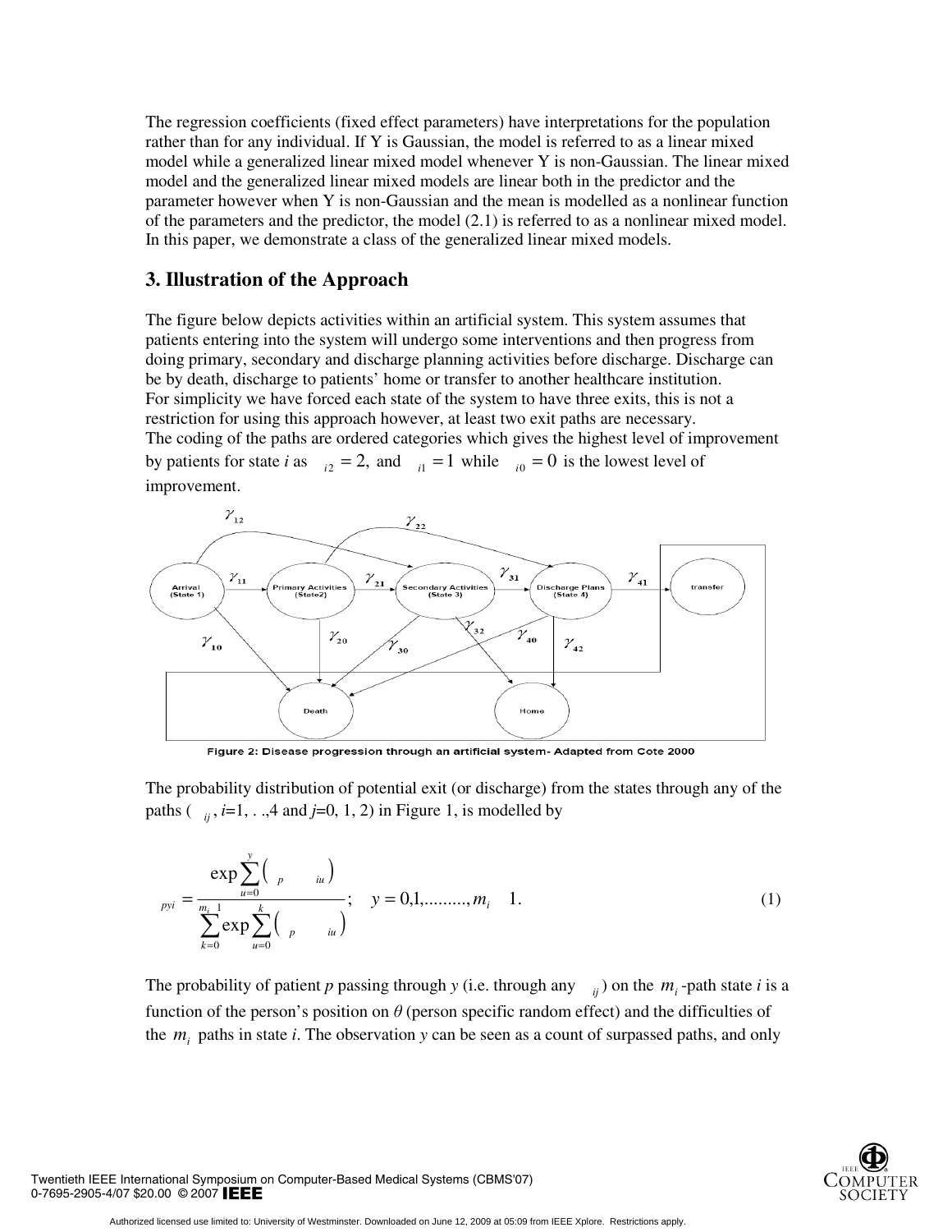The regression coefficients (fixed effect parameters) have interpretations for the population rather than for any individual. If Y is Gaussian, the model is referred to as a linear mixed model while a generalized linear mixed model whenever Y is non-Gaussian. The linear mixed model and the generalized linear mixed models are linear both in the predictor and the parameter however when Y is non-Gaussian and the mean is modelled as a nonlinear function of the parameters and the predictor, the model (2.1) is referred to as a nonlinear mixed model. In this paper, we demonstrate a class of the generalized linear mixed models.

## 3. Illustration of the Approach

The figure below depicts activities within an artificial system. This system assumes that patients entering into the system will undergo some interventions and then progress from doing primary, secondary and discharge planning activities before discharge. Discharge can be by death, discharge to patients' home or transfer to another healthcare institution.
For simplicity we have forced each state of the system to have three exits, this is not a restriction for using this approach however, at least two exit paths are necessary.
The coding of the paths are ordered categories which gives the highest level of improvement by patients for state *i* as $\gamma_{i2} = 2,$ and $\gamma_{i1} = 1$ while $\gamma_{i0} = 0$ is the lowest level of improvement.

Figure 2: Disease progression through an artificial system- Adapted from Cote 2000

The probability distribution of potential exit (or discharge) from the states through any of the paths ($\gamma_{ij}$, *i*=1, . .,4 and *j*=0, 1, 2) in Figure 1, is modelled by

$$\pi_{pyi} = \frac{\exp\sum_{u=0}^{y}\left(\theta_p - \delta_{iu}\right)}{\sum_{k=0}^{m_i - 1}\exp\sum_{u=0}^{k}\left(\theta_p - \delta_{iu}\right)}; \quad y = 0,1,........., m_i - 1. \tag{1}$$

The probability of patient *p* passing through *y* (i.e. through any $\gamma_{ij}$) on the $m_i$-path state *i* is a function of the person's position on $\theta$ (person specific random effect) and the difficulties of the $m_i$ paths in state *i*. The observation *y* can be seen as a count of surpassed paths, and only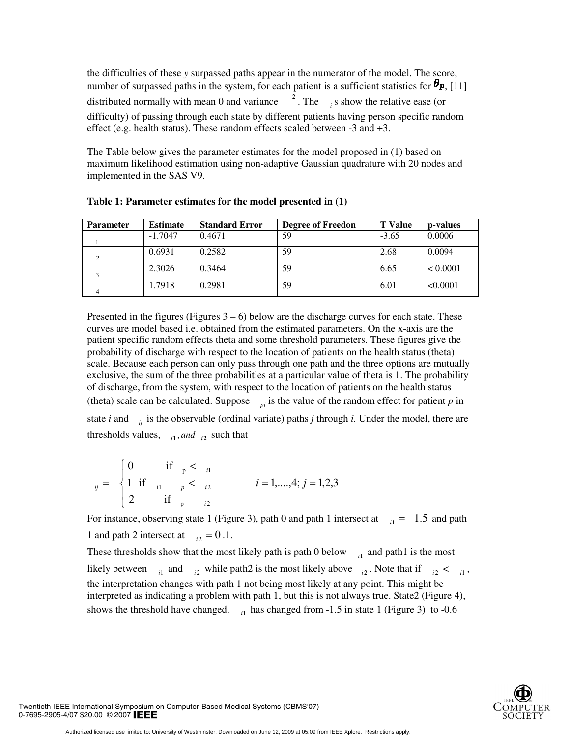the difficulties of these *y* surpassed paths appear in the numerator of the model. The score, number of surpassed paths in the system, for each patient is a sufficient statistics for $\theta_p$, [11] distributed normally with mean 0 and variance $^2$. The $_i$ s show the relative ease (or difficulty) of passing through each state by different patients having person specific random effect (e.g. health status). These random effects scaled between -3 and +3.

The Table below gives the parameter estimates for the model proposed in (1) based on maximum likelihood estimation using non-adaptive Gaussian quadrature with 20 nodes and implemented in the SAS V9.

**Table 1: Parameter estimates for the model presented in (1)**

| Parameter | Estimate | Standard Error | Degree of Freedon | T Value | p-values |
|---|---|---|---|---|---|
| $_1$ | -1.7047 | 0.4671 | 59 | -3.65 | 0.0006 |
| $_2$ | 0.6931 | 0.2582 | 59 | 2.68 | 0.0094 |
| $_3$ | 2.3026 | 0.3464 | 59 | 6.65 | < 0.0001 |
| $_4$ | 1.7918 | 0.2981 | 59 | 6.01 | <0.0001 |

Presented in the figures (Figures 3 – 6) below are the discharge curves for each state. These curves are model based i.e. obtained from the estimated parameters. On the x-axis are the patient specific random effects theta and some threshold parameters. These figures give the probability of discharge with respect to the location of patients on the health status (theta) scale. Because each person can only pass through one path and the three options are mutually exclusive, the sum of the three probabilities at a particular value of theta is 1. The probability of discharge, from the system, with respect to the location of patients on the health status (theta) scale can be calculated. Suppose $_{pi}$ is the value of the random effect for patient *p* in state *i* and $_{ij}$ is the observable (ordinal variate) paths *j* through *i*. Under the model, there are thresholds values, $_{i1}$, *and* $_{i2}$ such that

$$
_{ij} = \begin{cases} 0 & \text{if } _p < \ _{i1} \\ 1 \ \text{if } _{i1} & _p < \ _{i2} \\ 2 & \text{if } _p \ \ _{i2} \end{cases} \qquad i = 1,....,4; \ j = 1,2,3
$$

For instance, observing state 1 (Figure 3), path 0 and path 1 intersect at $_{i1} = \ 1.5$ and path 1 and path 2 intersect at $_{i2} = 0.1$.

These thresholds show that the most likely path is path 0 below $_{i1}$ and path1 is the most likely between $_{i1}$ and $_{i2}$ while path2 is the most likely above $_{i2}$. Note that if $_{i2} < \ _{i1}$, the interpretation changes with path 1 not being most likely at any point. This might be interpreted as indicating a problem with path 1, but this is not always true. State2 (Figure 4), shows the threshold have changed. $_{i1}$ has changed from -1.5 in state 1 (Figure 3) to -0.6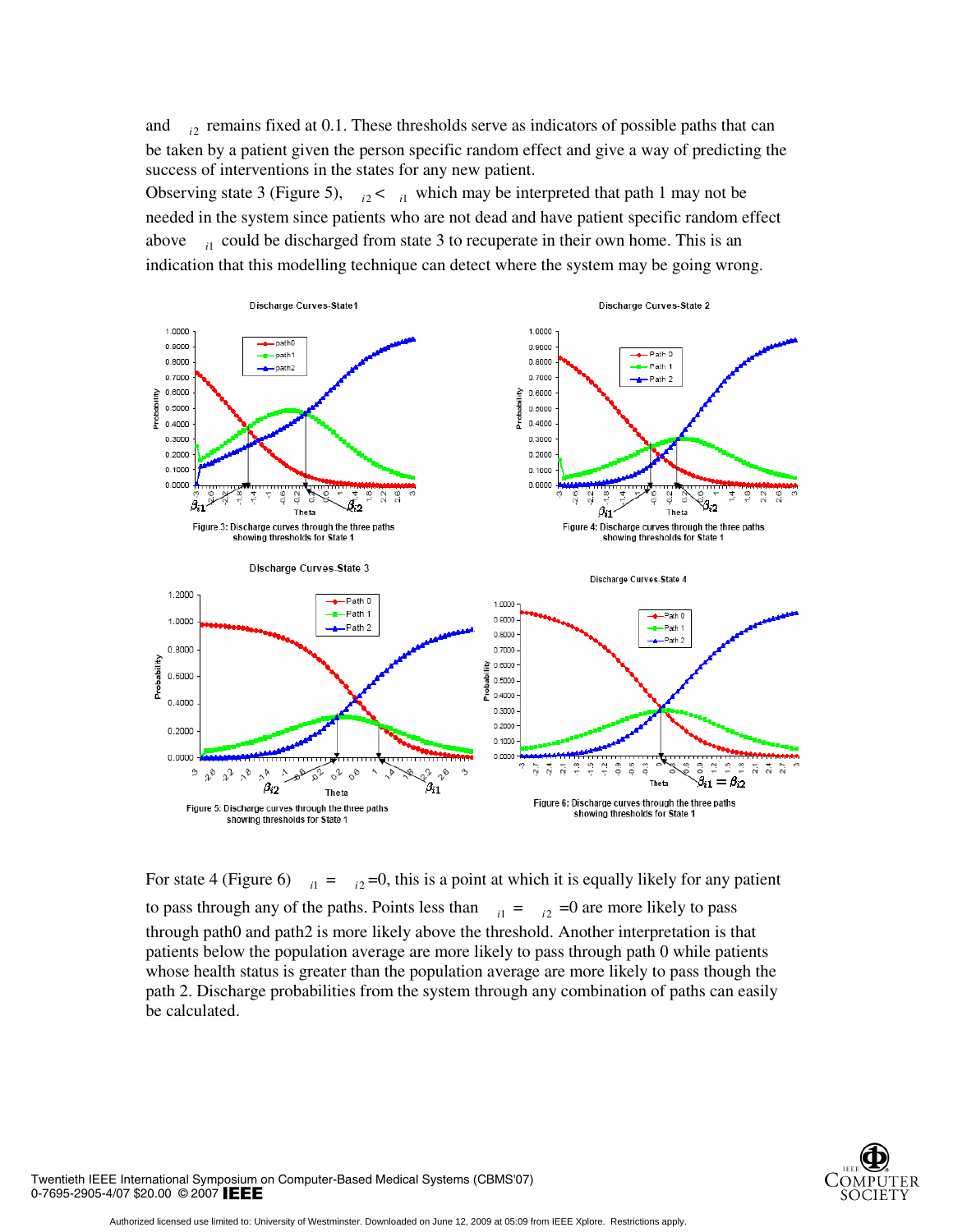and $\beta_{i2}$ remains fixed at 0.1. These thresholds serve as indicators of possible paths that can be taken by a patient given the person specific random effect and give a way of predicting the success of interventions in the states for any new patient.

Observing state 3 (Figure 5), $\beta_{i2} < \beta_{i1}$ which may be interpreted that path 1 may not be needed in the system since patients who are not dead and have patient specific random effect above $\beta_{i1}$ could be discharged from state 3 to recuperate in their own home. This is an indication that this modelling technique can detect where the system may be going wrong.

Figure 3: Discharge curves through the three paths showing thresholds for State 1

Figure 4: Discharge curves through the three paths showing thresholds for State 1

Figure 5: Discharge curves through the three paths showing thresholds for State 1

Figure 6: Discharge curves through the three paths showing thresholds for State 1

For state 4 (Figure 6) $\beta_{i1} = \beta_{i2} = 0$, this is a point at which it is equally likely for any patient to pass through any of the paths. Points less than $\beta_{i1} = \beta_{i2} = 0$ are more likely to pass through path0 and path2 is more likely above the threshold. Another interpretation is that patients below the population average are more likely to pass through path 0 while patients whose health status is greater than the population average are more likely to pass though the path 2. Discharge probabilities from the system through any combination of paths can easily be calculated.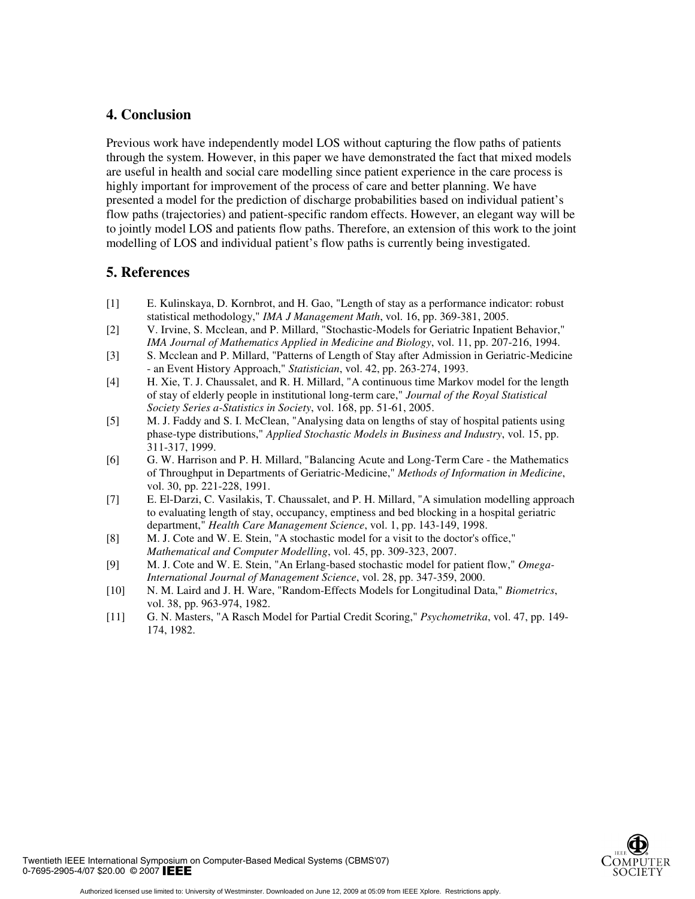## 4. Conclusion

Previous work have independently model LOS without capturing the flow paths of patients through the system. However, in this paper we have demonstrated the fact that mixed models are useful in health and social care modelling since patient experience in the care process is highly important for improvement of the process of care and better planning. We have presented a model for the prediction of discharge probabilities based on individual patient's flow paths (trajectories) and patient-specific random effects. However, an elegant way will be to jointly model LOS and patients flow paths. Therefore, an extension of this work to the joint modelling of LOS and individual patient's flow paths is currently being investigated.

## 5. References

[1] E. Kulinskaya, D. Kornbrot, and H. Gao, "Length of stay as a performance indicator: robust statistical methodology," *IMA J Management Math*, vol. 16, pp. 369-381, 2005.

[2] V. Irvine, S. Mcclean, and P. Millard, "Stochastic-Models for Geriatric Inpatient Behavior," *IMA Journal of Mathematics Applied in Medicine and Biology*, vol. 11, pp. 207-216, 1994.

[3] S. Mcclean and P. Millard, "Patterns of Length of Stay after Admission in Geriatric-Medicine - an Event History Approach," *Statistician*, vol. 42, pp. 263-274, 1993.

[4] H. Xie, T. J. Chaussalet, and R. H. Millard, "A continuous time Markov model for the length of stay of elderly people in institutional long-term care," *Journal of the Royal Statistical Society Series a-Statistics in Society*, vol. 168, pp. 51-61, 2005.

[5] M. J. Faddy and S. I. McClean, "Analysing data on lengths of stay of hospital patients using phase-type distributions," *Applied Stochastic Models in Business and Industry*, vol. 15, pp. 311-317, 1999.

[6] G. W. Harrison and P. H. Millard, "Balancing Acute and Long-Term Care - the Mathematics of Throughput in Departments of Geriatric-Medicine," *Methods of Information in Medicine*, vol. 30, pp. 221-228, 1991.

[7] E. El-Darzi, C. Vasilakis, T. Chaussalet, and P. H. Millard, "A simulation modelling approach to evaluating length of stay, occupancy, emptiness and bed blocking in a hospital geriatric department," *Health Care Management Science*, vol. 1, pp. 143-149, 1998.

[8] M. J. Cote and W. E. Stein, "A stochastic model for a visit to the doctor's office," *Mathematical and Computer Modelling*, vol. 45, pp. 309-323, 2007.

[9] M. J. Cote and W. E. Stein, "An Erlang-based stochastic model for patient flow," *Omega-International Journal of Management Science*, vol. 28, pp. 347-359, 2000.

[10] N. M. Laird and J. H. Ware, "Random-Effects Models for Longitudinal Data," *Biometrics*, vol. 38, pp. 963-974, 1982.

[11] G. N. Masters, "A Rasch Model for Partial Credit Scoring," *Psychometrika*, vol. 47, pp. 149-174, 1982.